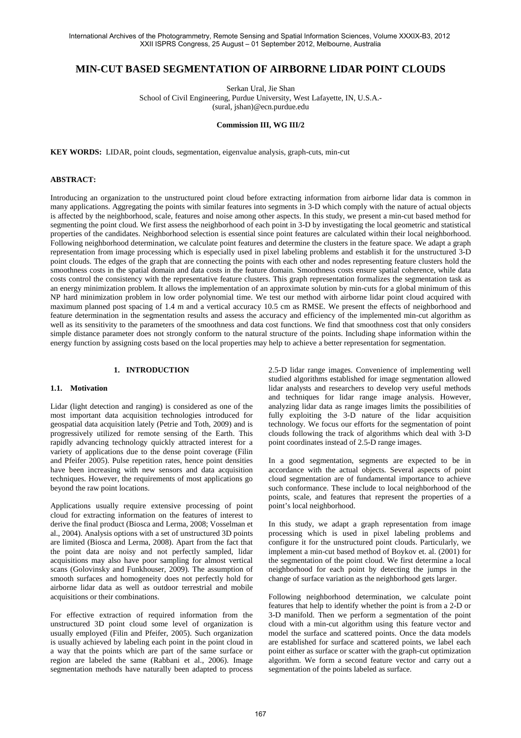# MIN-CUT BASED SEGMENTATION OF AIRBORNE LIDAR POINT CLOUDS

Serkan Ural, Jie Shan

School of Civil Engineering, Purdue University, West Lafayette, IN, U.S.A.-
(sural, jshan)@ecn.purdue.edu

**Commission III, WG III/2**

**KEY WORDS:** LIDAR, point clouds, segmentation, eigenvalue analysis, graph-cuts, min-cut

## ABSTRACT:

Introducing an organization to the unstructured point cloud before extracting information from airborne lidar data is common in many applications. Aggregating the points with similar features into segments in 3-D which comply with the nature of actual objects is affected by the neighborhood, scale, features and noise among other aspects. In this study, we present a min-cut based method for segmenting the point cloud. We first assess the neighborhood of each point in 3-D by investigating the local geometric and statistical properties of the candidates. Neighborhood selection is essential since point features are calculated within their local neighborhood. Following neighborhood determination, we calculate point features and determine the clusters in the feature space. We adapt a graph representation from image processing which is especially used in pixel labeling problems and establish it for the unstructured 3-D point clouds. The edges of the graph that are connecting the points with each other and nodes representing feature clusters hold the smoothness costs in the spatial domain and data costs in the feature domain. Smoothness costs ensure spatial coherence, while data costs control the consistency with the representative feature clusters. This graph representation formalizes the segmentation task as an energy minimization problem. It allows the implementation of an approximate solution by min-cuts for a global minimum of this NP hard minimization problem in low order polynomial time. We test our method with airborne lidar point cloud acquired with maximum planned post spacing of 1.4 m and a vertical accuracy 10.5 cm as RMSE. We present the effects of neighborhood and feature determination in the segmentation results and assess the accuracy and efficiency of the implemented min-cut algorithm as well as its sensitivity to the parameters of the smoothness and data cost functions. We find that smoothness cost that only considers simple distance parameter does not strongly conform to the natural structure of the points. Including shape information within the energy function by assigning costs based on the local properties may help to achieve a better representation for segmentation.

## 1. INTRODUCTION

### 1.1. Motivation

Lidar (light detection and ranging) is considered as one of the most important data acquisition technologies introduced for geospatial data acquisition lately (Petrie and Toth, 2009) and is progressively utilized for remote sensing of the Earth. This rapidly advancing technology quickly attracted interest for a variety of applications due to the dense point coverage (Filin and Pfeifer 2005). Pulse repetition rates, hence point densities have been increasing with new sensors and data acquisition techniques. However, the requirements of most applications go beyond the raw point locations.

Applications usually require extensive processing of point cloud for extracting information on the features of interest to derive the final product (Biosca and Lerma, 2008; Vosselman et al., 2004). Analysis options with a set of unstructured 3D points are limited (Biosca and Lerma, 2008). Apart from the fact that the point data are noisy and not perfectly sampled, lidar acquisitions may also have poor sampling for almost vertical scans (Golovinsky and Funkhouser, 2009). The assumption of smooth surfaces and homogeneity does not perfectly hold for airborne lidar data as well as outdoor terrestrial and mobile acquisitions or their combinations.

For effective extraction of required information from the unstructured 3D point cloud some level of organization is usually employed (Filin and Pfeifer, 2005). Such organization is usually achieved by labeling each point in the point cloud in a way that the points which are part of the same surface or region are labeled the same (Rabbani et al., 2006). Image segmentation methods have naturally been adapted to process 2.5-D lidar range images. Convenience of implementing well studied algorithms established for image segmentation allowed lidar analysts and researchers to develop very useful methods and techniques for lidar range image analysis. However, analyzing lidar data as range images limits the possibilities of fully exploiting the 3-D nature of the lidar acquisition technology. We focus our efforts for the segmentation of point clouds following the track of algorithms which deal with 3-D point coordinates instead of 2.5-D range images.

In a good segmentation, segments are expected to be in accordance with the actual objects. Several aspects of point cloud segmentation are of fundamental importance to achieve such conformance. These include to local neighborhood of the points, scale, and features that represent the properties of a point's local neighborhood.

In this study, we adapt a graph representation from image processing which is used in pixel labeling problems and configure it for the unstructured point clouds. Particularly, we implement a min-cut based method of Boykov et. al. (2001) for the segmentation of the point cloud. We first determine a local neighborhood for each point by detecting the jumps in the change of surface variation as the neighborhood gets larger.

Following neighborhood determination, we calculate point features that help to identify whether the point is from a 2-D or 3-D manifold. Then we perform a segmentation of the point cloud with a min-cut algorithm using this feature vector and model the surface and scattered points. Once the data models are established for surface and scattered points, we label each point either as surface or scatter with the graph-cut optimization algorithm. We form a second feature vector and carry out a segmentation of the points labeled as surface.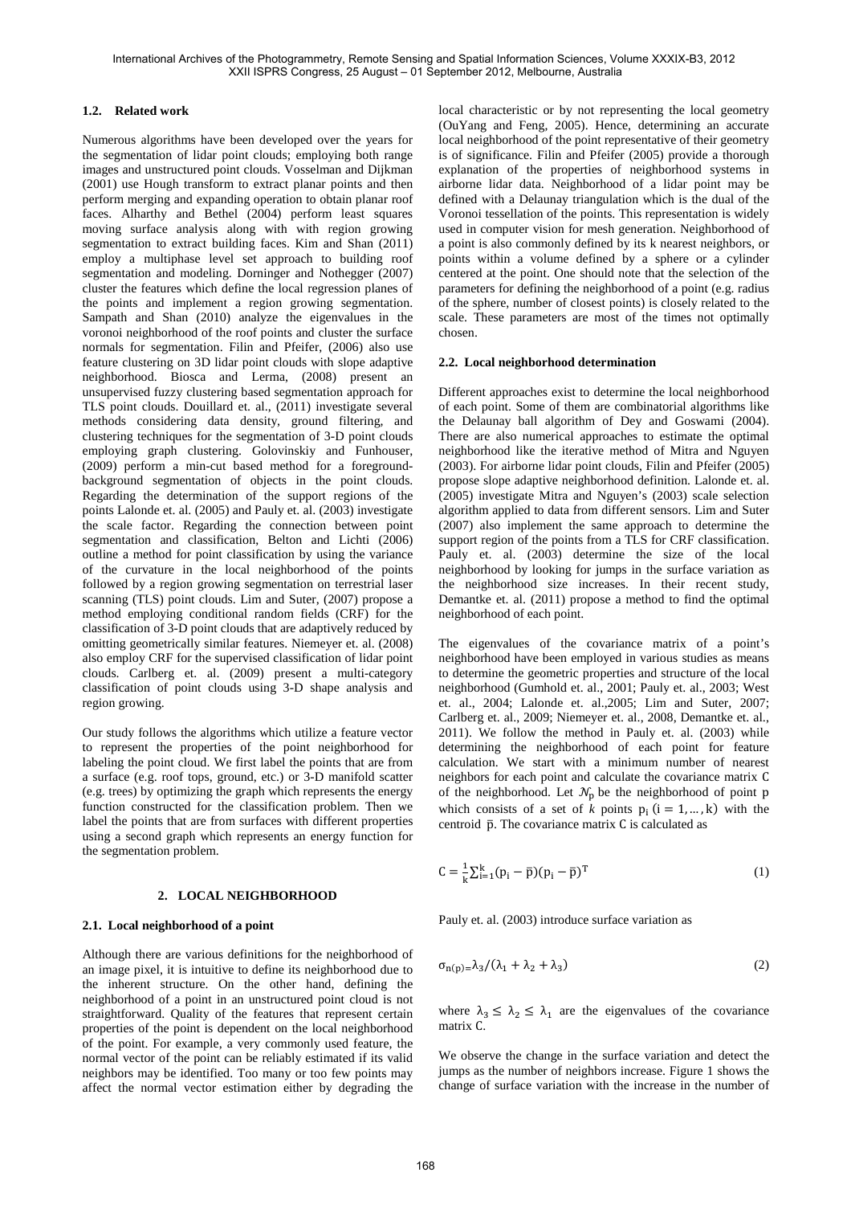### 1.2. Related work

Numerous algorithms have been developed over the years for the segmentation of lidar point clouds; employing both range images and unstructured point clouds. Vosselman and Dijkman (2001) use Hough transform to extract planar points and then perform merging and expanding operation to obtain planar roof faces. Alharthy and Bethel (2004) perform least squares moving surface analysis along with with region growing segmentation to extract building faces. Kim and Shan (2011) employ a multiphase level set approach to building roof segmentation and modeling. Dorninger and Nothegger (2007) cluster the features which define the local regression planes of the points and implement a region growing segmentation. Sampath and Shan (2010) analyze the eigenvalues in the voronoi neighborhood of the roof points and cluster the surface normals for segmentation. Filin and Pfeifer, (2006) also use feature clustering on 3D lidar point clouds with slope adaptive neighborhood. Biosca and Lerma, (2008) present an unsupervised fuzzy clustering based segmentation approach for TLS point clouds. Douillard et. al., (2011) investigate several methods considering data density, ground filtering, and clustering techniques for the segmentation of 3-D point clouds employing graph clustering. Golovinskiy and Funhouser, (2009) perform a min-cut based method for a foreground-background segmentation of objects in the point clouds. Regarding the determination of the support regions of the points Lalonde et. al. (2005) and Pauly et. al. (2003) investigate the scale factor. Regarding the connection between point segmentation and classification, Belton and Lichti (2006) outline a method for point classification by using the variance of the curvature in the local neighborhood of the points followed by a region growing segmentation on terrestrial laser scanning (TLS) point clouds. Lim and Suter, (2007) propose a method employing conditional random fields (CRF) for the classification of 3-D point clouds that are adaptively reduced by omitting geometrically similar features. Niemeyer et. al. (2008) also employ CRF for the supervised classification of lidar point clouds. Carlberg et. al. (2009) present a multi-category classification of point clouds using 3-D shape analysis and region growing.

Our study follows the algorithms which utilize a feature vector to represent the properties of the point neighborhood for labeling the point cloud. We first label the points that are from a surface (e.g. roof tops, ground, etc.) or 3-D manifold scatter (e.g. trees) by optimizing the graph which represents the energy function constructed for the classification problem. Then we label the points that are from surfaces with different properties using a second graph which represents an energy function for the segmentation problem.

## 2. LOCAL NEIGHBORHOOD

### 2.1. Local neighborhood of a point

Although there are various definitions for the neighborhood of an image pixel, it is intuitive to define its neighborhood due to the inherent structure. On the other hand, defining the neighborhood of a point in an unstructured point cloud is not straightforward. Quality of the features that represent certain properties of the point is dependent on the local neighborhood of the point. For example, a very commonly used feature, the normal vector of the point can be reliably estimated if its valid neighbors may be identified. Too many or too few points may affect the normal vector estimation either by degrading the local characteristic or by not representing the local geometry (OuYang and Feng, 2005). Hence, determining an accurate local neighborhood of the point representative of their geometry is of significance. Filin and Pfeifer (2005) provide a thorough explanation of the properties of neighborhood systems in airborne lidar data. Neighborhood of a lidar point may be defined with a Delaunay triangulation which is the dual of the Voronoi tessellation of the points. This representation is widely used in computer vision for mesh generation. Neighborhood of a point is also commonly defined by its k nearest neighbors, or points within a volume defined by a sphere or a cylinder centered at the point. One should note that the selection of the parameters for defining the neighborhood of a point (e.g. radius of the sphere, number of closest points) is closely related to the scale. These parameters are most of the times not optimally chosen.

### 2.2. Local neighborhood determination

Different approaches exist to determine the local neighborhood of each point. Some of them are combinatorial algorithms like the Delaunay ball algorithm of Dey and Goswami (2004). There are also numerical approaches to estimate the optimal neighborhood like the iterative method of Mitra and Nguyen (2003). For airborne lidar point clouds, Filin and Pfeifer (2005) propose slope adaptive neighborhood definition. Lalonde et. al. (2005) investigate Mitra and Nguyen's (2003) scale selection algorithm applied to data from different sensors. Lim and Suter (2007) also implement the same approach to determine the support region of the points from a TLS for CRF classification. Pauly et. al. (2003) determine the size of the local neighborhood by looking for jumps in the surface variation as the neighborhood size increases. In their recent study, Demantke et. al. (2011) propose a method to find the optimal neighborhood of each point.

The eigenvalues of the covariance matrix of a point's neighborhood have been employed in various studies as means to determine the geometric properties and structure of the local neighborhood (Gumhold et. al., 2001; Pauly et. al., 2003; West et. al., 2004; Lalonde et. al.,2005; Lim and Suter, 2007; Carlberg et. al., 2009; Niemeyer et. al., 2008, Demantke et. al., 2011). We follow the method in Pauly et. al. (2003) while determining the neighborhood of each point for feature calculation. We start with a minimum number of nearest neighbors for each point and calculate the covariance matrix $\mathrm{C}$ of the neighborhood. Let $\mathcal{N}_{\mathrm{p}}$ be the neighborhood of point p which consists of a set of $k$ points $\mathrm{p_i}\ (\mathrm{i} = 1, \ldots, \mathrm{k})$ with the centroid $\bar{\mathrm{p}}$. The covariance matrix $\mathrm{C}$ is calculated as

$$\mathrm{C} = \frac{1}{\mathrm{k}}\sum_{\mathrm{i}=1}^{\mathrm{k}}(\mathrm{p_i} - \bar{\mathrm{p}})(\mathrm{p_i} - \bar{\mathrm{p}})^{\mathrm{T}} \tag{1}$$

Pauly et. al. (2003) introduce surface variation as

$$\sigma_{\mathrm{n(p)}} = \lambda_3/(\lambda_1 + \lambda_2 + \lambda_3) \tag{2}$$

where $\lambda_3 \leq \lambda_2 \leq \lambda_1$ are the eigenvalues of the covariance matrix $\mathrm{C}$.

We observe the change in the surface variation and detect the jumps as the number of neighbors increase. Figure 1 shows the change of surface variation with the increase in the number of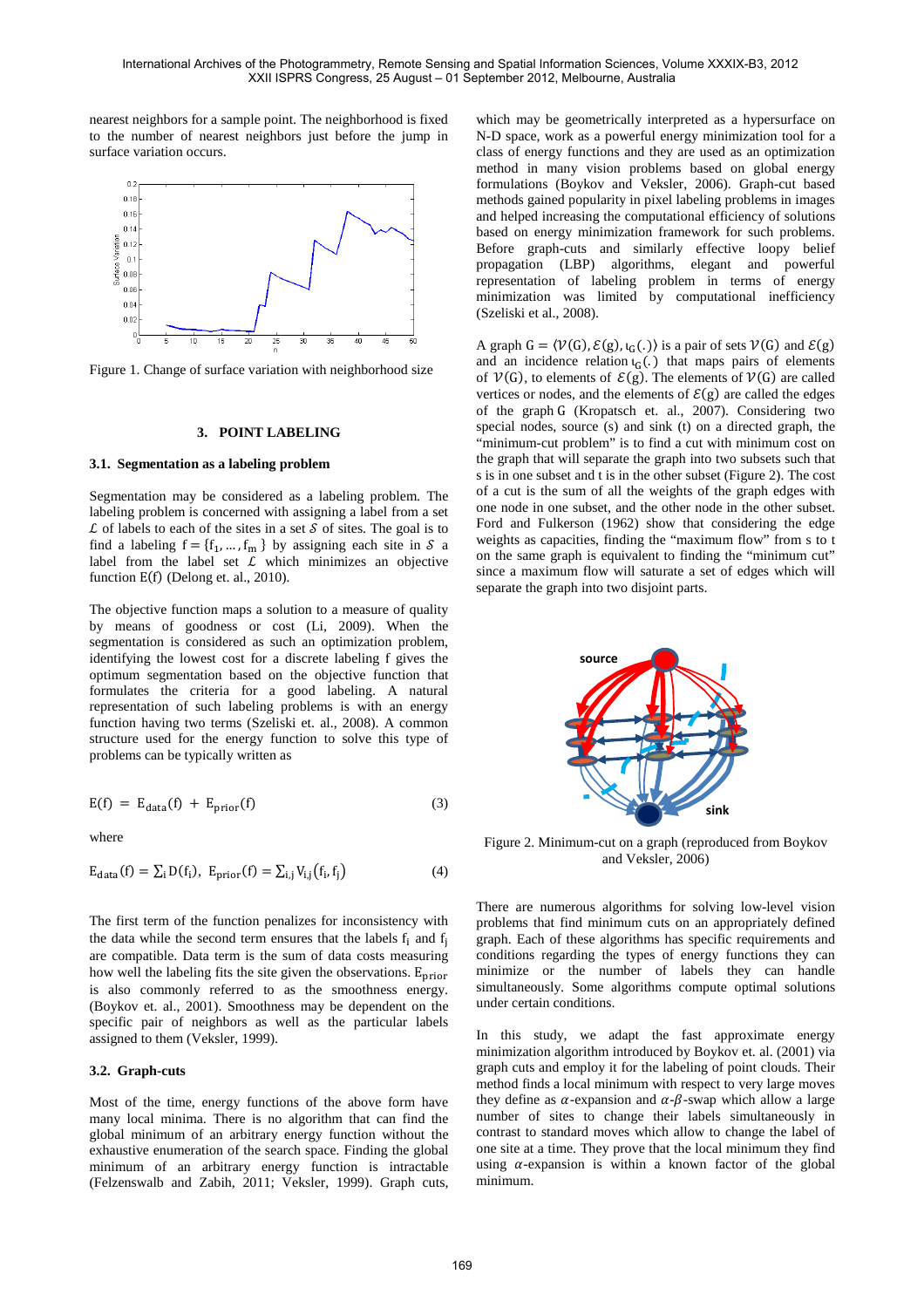nearest neighbors for a sample point. The neighborhood is fixed to the number of nearest neighbors just before the jump in surface variation occurs.

Figure 1. Change of surface variation with neighborhood size

## 3. POINT LABELING

### 3.1. Segmentation as a labeling problem

Segmentation may be considered as a labeling problem. The labeling problem is concerned with assigning a label from a set $\mathcal{L}$ of labels to each of the sites in a set $\mathcal{S}$ of sites. The goal is to find a labeling $f = \{f_1, \dots, f_m\}$ by assigning each site in $\mathcal{S}$ a label from the label set $\mathcal{L}$ which minimizes an objective function E(f) (Delong et. al., 2010).

The objective function maps a solution to a measure of quality by means of goodness or cost (Li, 2009). When the segmentation is considered as such an optimization problem, identifying the lowest cost for a discrete labeling f gives the optimum segmentation based on the objective function that formulates the criteria for a good labeling. A natural representation of such labeling problems is with an energy function having two terms (Szeliski et. al., 2008). A common structure used for the energy function to solve this type of problems can be typically written as

$$E(f) = E_{data}(f) + E_{prior}(f) \tag{3}$$

where

$$E_{data}(f) = \sum_i D(f_i), \;\; E_{prior}(f) = \sum_{i,j} V_{i,j}(f_i, f_j) \tag{4}$$

The first term of the function penalizes for inconsistency with the data while the second term ensures that the labels $f_i$ and $f_j$ are compatible. Data term is the sum of data costs measuring how well the labeling fits the site given the observations. $E_{prior}$ is also commonly referred to as the smoothness energy. (Boykov et. al., 2001). Smoothness may be dependent on the specific pair of neighbors as well as the particular labels assigned to them (Veksler, 1999).

### 3.2. Graph-cuts

Most of the time, energy functions of the above form have many local minima. There is no algorithm that can find the global minimum of an arbitrary energy function without the exhaustive enumeration of the search space. Finding the global minimum of an arbitrary energy function is intractable (Felzenswalb and Zabih, 2011; Veksler, 1999). Graph cuts, which may be geometrically interpreted as a hypersurface on N-D space, work as a powerful energy minimization tool for a class of energy functions and they are used as an optimization method in many vision problems based on global energy formulations (Boykov and Veksler, 2006). Graph-cut based methods gained popularity in pixel labeling problems in images and helped increasing the computational efficiency of solutions based on energy minimization framework for such problems. Before graph-cuts and similarly effective loopy belief propagation (LBP) algorithms, elegant and powerful representation of labeling problem in terms of energy minimization was limited by computational inefficiency (Szeliski et al., 2008).

A graph $G = \langle \mathcal{V}(G), \mathcal{E}(g), \iota_G(.) \rangle$ is a pair of sets $\mathcal{V}(G)$ and $\mathcal{E}(g)$ and an incidence relation $\iota_G(.)$ that maps pairs of elements of $\mathcal{V}(G)$, to elements of $\mathcal{E}(g)$. The elements of $\mathcal{V}(G)$ are called vertices or nodes, and the elements of $\mathcal{E}(g)$ are called the edges of the graph G (Kropatsch et. al., 2007). Considering two special nodes, source (s) and sink (t) on a directed graph, the "minimum-cut problem" is to find a cut with minimum cost on the graph that will separate the graph into two subsets such that s is in one subset and t is in the other subset (Figure 2). The cost of a cut is the sum of all the weights of the graph edges with one node in one subset, and the other node in the other subset. Ford and Fulkerson (1962) show that considering the edge weights as capacities, finding the "maximum flow" from s to t on the same graph is equivalent to finding the "minimum cut" since a maximum flow will saturate a set of edges which will separate the graph into two disjoint parts.

Figure 2. Minimum-cut on a graph (reproduced from Boykov and Veksler, 2006)

There are numerous algorithms for solving low-level vision problems that find minimum cuts on an appropriately defined graph. Each of these algorithms has specific requirements and conditions regarding the types of energy functions they can minimize or the number of labels they can handle simultaneously. Some algorithms compute optimal solutions under certain conditions.

In this study, we adapt the fast approximate energy minimization algorithm introduced by Boykov et. al. (2001) via graph cuts and employ it for the labeling of point clouds. Their method finds a local minimum with respect to very large moves they define as $\alpha$-expansion and $\alpha$-$\beta$-swap which allow a large number of sites to change their labels simultaneously in contrast to standard moves which allow to change the label of one site at a time. They prove that the local minimum they find using $\alpha$-expansion is within a known factor of the global minimum.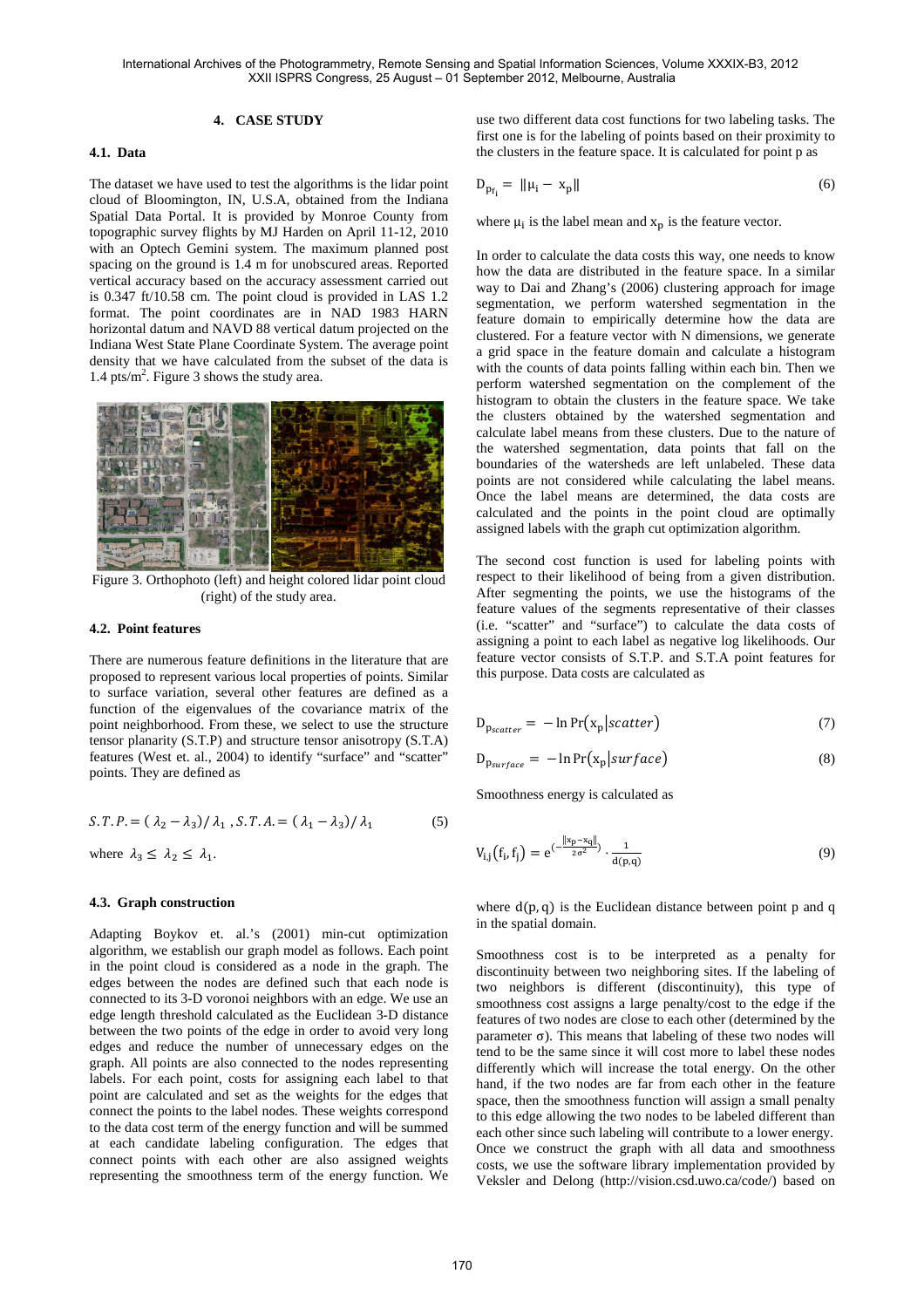## 4. CASE STUDY

### 4.1. Data

The dataset we have used to test the algorithms is the lidar point cloud of Bloomington, IN, U.S.A, obtained from the Indiana Spatial Data Portal. It is provided by Monroe County from topographic survey flights by MJ Harden on April 11-12, 2010 with an Optech Gemini system. The maximum planned post spacing on the ground is 1.4 m for unobscured areas. Reported vertical accuracy based on the accuracy assessment carried out is 0.347 ft/10.58 cm. The point cloud is provided in LAS 1.2 format. The point coordinates are in NAD 1983 HARN horizontal datum and NAVD 88 vertical datum projected on the Indiana West State Plane Coordinate System. The average point density that we have calculated from the subset of the data is 1.4 pts/m$^2$. Figure 3 shows the study area.

Figure 3. Orthophoto (left) and height colored lidar point cloud (right) of the study area.

### 4.2. Point features

There are numerous feature definitions in the literature that are proposed to represent various local properties of points. Similar to surface variation, several other features are defined as a function of the eigenvalues of the covariance matrix of the point neighborhood. From these, we select to use the structure tensor planarity (S.T.P) and structure tensor anisotropy (S.T.A) features (West et. al., 2004) to identify "surface" and "scatter" points. They are defined as

$$S.T.P. = (\lambda_2 - \lambda_3)/\lambda_1 \ , S.T.A. = (\lambda_1 - \lambda_3)/\lambda_1 \tag{5}$$

where $\lambda_3 \leq \lambda_2 \leq \lambda_1$.

### 4.3. Graph construction

Adapting Boykov et. al.'s (2001) min-cut optimization algorithm, we establish our graph model as follows. Each point in the point cloud is considered as a node in the graph. The edges between the nodes are defined such that each node is connected to its 3-D voronoi neighbors with an edge. We use an edge length threshold calculated as the Euclidean 3-D distance between the two points of the edge in order to avoid very long edges and reduce the number of unnecessary edges on the graph. All points are also connected to the nodes representing labels. For each point, costs for assigning each label to that point are calculated and set as the weights for the edges that connect the points to the label nodes. These weights correspond to the data cost term of the energy function and will be summed at each candidate labeling configuration. The edges that connect points with each other are also assigned weights representing the smoothness term of the energy function. We use two different data cost functions for two labeling tasks. The first one is for the labeling of points based on their proximity to the clusters in the feature space. It is calculated for point p as

$$D_{p_{f_i}} = \|\mu_i - x_p\| \tag{6}$$

where $\mu_i$ is the label mean and $x_p$ is the feature vector.

In order to calculate the data costs this way, one needs to know how the data are distributed in the feature space. In a similar way to Dai and Zhang's (2006) clustering approach for image segmentation, we perform watershed segmentation in the feature domain to empirically determine how the data are clustered. For a feature vector with N dimensions, we generate a grid space in the feature domain and calculate a histogram with the counts of data points falling within each bin. Then we perform watershed segmentation on the complement of the histogram to obtain the clusters in the feature space. We take the clusters obtained by the watershed segmentation and calculate label means from these clusters. Due to the nature of the watershed segmentation, data points that fall on the boundaries of the watersheds are left unlabeled. These data points are not considered while calculating the label means. Once the label means are determined, the data costs are calculated and the points in the point cloud are optimally assigned labels with the graph cut optimization algorithm.

The second cost function is used for labeling points with respect to their likelihood of being from a given distribution. After segmenting the points, we use the histograms of the feature values of the segments representative of their classes (i.e. "scatter" and "surface") to calculate the data costs of assigning a point to each label as negative log likelihoods. Our feature vector consists of S.T.P. and S.T.A point features for this purpose. Data costs are calculated as

$$D_{p_{scatter}} = -\ln \Pr(x_p | scatter) \tag{7}$$

$$D_{p_{surface}} = -\ln \Pr(x_p | surface) \tag{8}$$

Smoothness energy is calculated as

$$V_{i,j}(f_i, f_j) = e^{\left(-\frac{\|x_p - x_q\|}{2\sigma^2}\right)} \cdot \frac{1}{d(p,q)} \tag{9}$$

where $d(p,q)$ is the Euclidean distance between point p and q in the spatial domain.

Smoothness cost is to be interpreted as a penalty for discontinuity between two neighboring sites. If the labeling of two neighbors is different (discontinuity), this type of smoothness cost assigns a large penalty/cost to the edge if the features of two nodes are close to each other (determined by the parameter σ). This means that labeling of these two nodes will tend to be the same since it will cost more to label these nodes differently which will increase the total energy. On the other hand, if the two nodes are far from each other in the feature space, then the smoothness function will assign a small penalty to this edge allowing the two nodes to be labeled different than each other since such labeling will contribute to a lower energy. Once we construct the graph with all data and smoothness costs, we use the software library implementation provided by Veksler and Delong (http://vision.csd.uwo.ca/code/) based on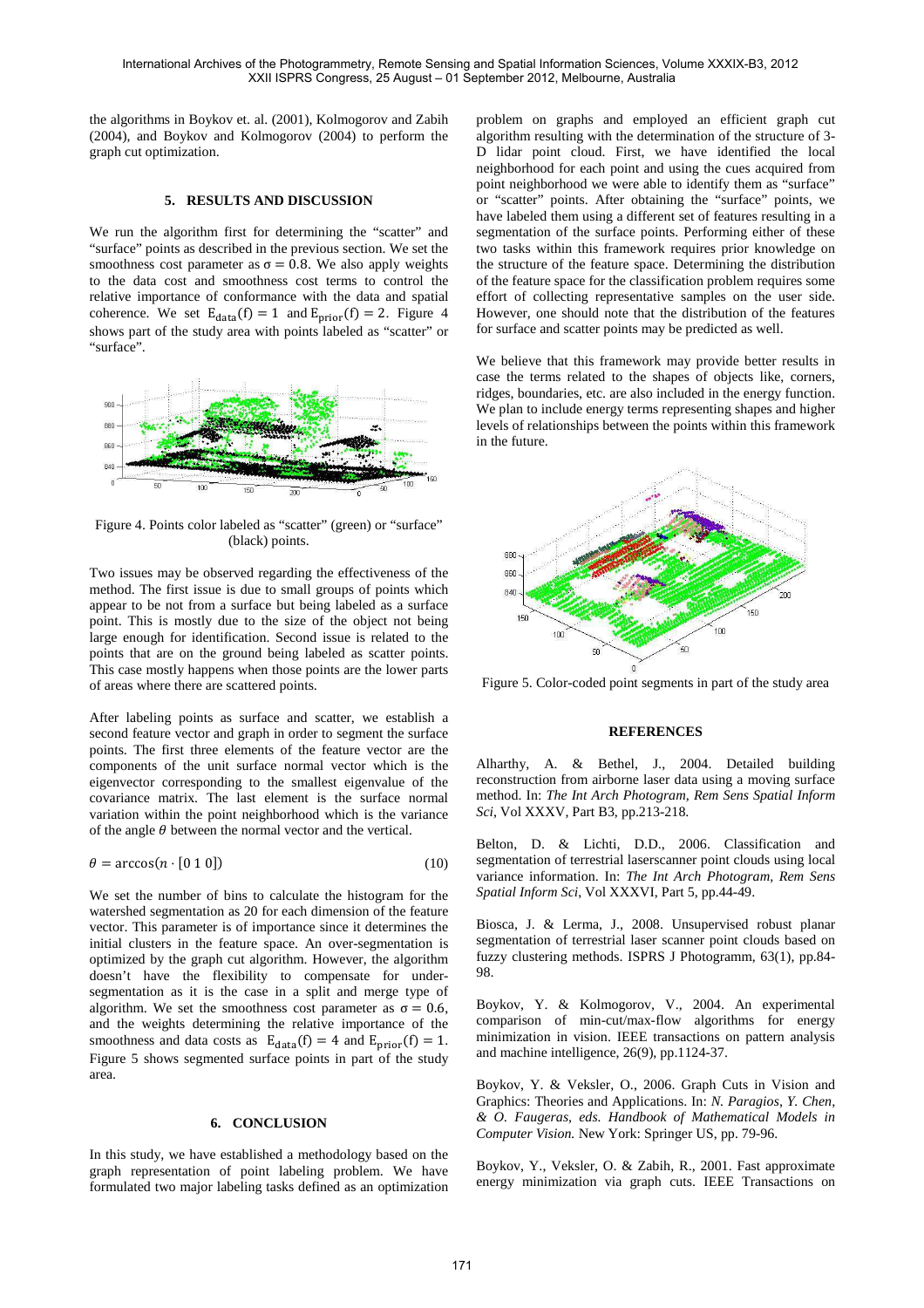the algorithms in Boykov et. al. (2001), Kolmogorov and Zabih (2004), and Boykov and Kolmogorov (2004) to perform the graph cut optimization.

## 5. RESULTS AND DISCUSSION

We run the algorithm first for determining the "scatter" and "surface" points as described in the previous section. We set the smoothness cost parameter as $\sigma = 0.8$. We also apply weights to the data cost and smoothness cost terms to control the relative importance of conformance with the data and spatial coherence. We set $E_{data}(f) = 1$ and $E_{prior}(f) = 2$. Figure 4 shows part of the study area with points labeled as "scatter" or "surface".

Figure 4. Points color labeled as "scatter" (green) or "surface" (black) points.

Two issues may be observed regarding the effectiveness of the method. The first issue is due to small groups of points which appear to be not from a surface but being labeled as a surface point. This is mostly due to the size of the object not being large enough for identification. Second issue is related to the points that are on the ground being labeled as scatter points. This case mostly happens when those points are the lower parts of areas where there are scattered points.

After labeling points as surface and scatter, we establish a second feature vector and graph in order to segment the surface points. The first three elements of the feature vector are the components of the unit surface normal vector which is the eigenvector corresponding to the smallest eigenvalue of the covariance matrix. The last element is the surface normal variation within the point neighborhood which is the variance of the angle $\theta$ between the normal vector and the vertical.

$$\theta = \arccos(n \cdot [0\ 1\ 0]) \tag{10}$$

We set the number of bins to calculate the histogram for the watershed segmentation as 20 for each dimension of the feature vector. This parameter is of importance since it determines the initial clusters in the feature space. An over-segmentation is optimized by the graph cut algorithm. However, the algorithm doesn't have the flexibility to compensate for under-segmentation as it is the case in a split and merge type of algorithm. We set the smoothness cost parameter as $\sigma = 0.6$, and the weights determining the relative importance of the smoothness and data costs as $E_{data}(f) = 4$ and $E_{prior}(f) = 1$. Figure 5 shows segmented surface points in part of the study area.

## 6. CONCLUSION

In this study, we have established a methodology based on the graph representation of point labeling problem. We have formulated two major labeling tasks defined as an optimization problem on graphs and employed an efficient graph cut algorithm resulting with the determination of the structure of 3-D lidar point cloud. First, we have identified the local neighborhood for each point and using the cues acquired from point neighborhood we were able to identify them as "surface" or "scatter" points. After obtaining the "surface" points, we have labeled them using a different set of features resulting in a segmentation of the surface points. Performing either of these two tasks within this framework requires prior knowledge on the structure of the feature space. Determining the distribution of the feature space for the classification problem requires some effort of collecting representative samples on the user side. However, one should note that the distribution of the features for surface and scatter points may be predicted as well.

We believe that this framework may provide better results in case the terms related to the shapes of objects like, corners, ridges, boundaries, etc. are also included in the energy function. We plan to include energy terms representing shapes and higher levels of relationships between the points within this framework in the future.

Figure 5. Color-coded point segments in part of the study area

## REFERENCES

Alharthy, A. & Bethel, J., 2004. Detailed building reconstruction from airborne laser data using a moving surface method. In: *The Int Arch Photogram, Rem Sens Spatial Inform Sci*, Vol XXXV, Part B3, pp.213-218.

Belton, D. & Lichti, D.D., 2006. Classification and segmentation of terrestrial laserscanner point clouds using local variance information. In: *The Int Arch Photogram, Rem Sens Spatial Inform Sci*, Vol XXXVI, Part 5, pp.44-49.

Biosca, J. & Lerma, J., 2008. Unsupervised robust planar segmentation of terrestrial laser scanner point clouds based on fuzzy clustering methods. ISPRS J Photogramm, 63(1), pp.84-98.

Boykov, Y. & Kolmogorov, V., 2004. An experimental comparison of min-cut/max-flow algorithms for energy minimization in vision. IEEE transactions on pattern analysis and machine intelligence, 26(9), pp.1124-37.

Boykov, Y. & Veksler, O., 2006. Graph Cuts in Vision and Graphics: Theories and Applications. In: *N. Paragios, Y. Chen, & O. Faugeras, eds. Handbook of Mathematical Models in Computer Vision.* New York: Springer US, pp. 79-96.

Boykov, Y., Veksler, O. & Zabih, R., 2001. Fast approximate energy minimization via graph cuts. IEEE Transactions on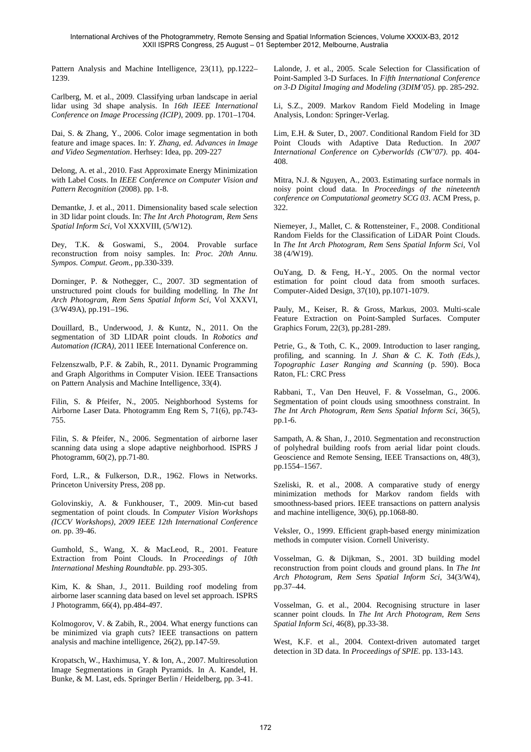Pattern Analysis and Machine Intelligence, 23(11), pp.1222–1239.

Carlberg, M. et al., 2009. Classifying urban landscape in aerial lidar using 3d shape analysis. In *16th IEEE International Conference on Image Processing (ICIP)*, 2009. pp. 1701–1704.

Dai, S. & Zhang, Y., 2006. Color image segmentation in both feature and image spaces. In: *Y. Zhang, ed. Advances in Image and Video Segmentation*. Herhsey: Idea, pp. 209-227

Delong, A. et al., 2010. Fast Approximate Energy Minimization with Label Costs. In *IEEE Conference on Computer Vision and Pattern Recognition* (2008). pp. 1-8.

Demantke, J. et al., 2011. Dimensionality based scale selection in 3D lidar point clouds. In: *The Int Arch Photogram, Rem Sens Spatial Inform Sci*, Vol XXXVIII, (5/W12).

Dey, T.K. & Goswami, S., 2004. Provable surface reconstruction from noisy samples. In: *Proc. 20th Annu. Sympos. Comput. Geom.*, pp.330-339.

Dorninger, P. & Nothegger, C., 2007. 3D segmentation of unstructured point clouds for building modelling. In *The Int Arch Photogram, Rem Sens Spatial Inform Sci*, Vol XXXVI, (3/W49A), pp.191–196.

Douillard, B., Underwood, J. & Kuntz, N., 2011. On the segmentation of 3D LIDAR point clouds. In *Robotics and Automation (ICRA)*, 2011 IEEE International Conference on.

Felzenszwalb, P.F. & Zabih, R., 2011. Dynamic Programming and Graph Algorithms in Computer Vision. IEEE Transactions on Pattern Analysis and Machine Intelligence, 33(4).

Filin, S. & Pfeifer, N., 2005. Neighborhood Systems for Airborne Laser Data. Photogramm Eng Rem S, 71(6), pp.743-755.

Filin, S. & Pfeifer, N., 2006. Segmentation of airborne laser scanning data using a slope adaptive neighborhood. ISPRS J Photogramm, 60(2), pp.71-80.

Ford, L.R., & Fulkerson, D.R., 1962. Flows in Networks. Princeton University Press, 208 pp.

Golovinskiy, A. & Funkhouser, T., 2009. Min-cut based segmentation of point clouds. In *Computer Vision Workshops (ICCV Workshops), 2009 IEEE 12th International Conference on*. pp. 39-46.

Gumhold, S., Wang, X. & MacLeod, R., 2001. Feature Extraction from Point Clouds. In *Proceedings of 10th International Meshing Roundtable*. pp. 293-305.

Kim, K. & Shan, J., 2011. Building roof modeling from airborne laser scanning data based on level set approach. ISPRS J Photogramm, 66(4), pp.484-497.

Kolmogorov, V. & Zabih, R., 2004. What energy functions can be minimized via graph cuts? IEEE transactions on pattern analysis and machine intelligence, 26(2), pp.147-59.

Kropatsch, W., Haxhimusa, Y. & Ion, A., 2007. Multiresolution Image Segmentations in Graph Pyramids. In A. Kandel, H. Bunke, & M. Last, eds. Springer Berlin / Heidelberg, pp. 3-41.

Lalonde, J. et al., 2005. Scale Selection for Classification of Point-Sampled 3-D Surfaces. In *Fifth International Conference on 3-D Digital Imaging and Modeling (3DIM'05)*. pp. 285-292.

Li, S.Z., 2009. Markov Random Field Modeling in Image Analysis, London: Springer-Verlag.

Lim, E.H. & Suter, D., 2007. Conditional Random Field for 3D Point Clouds with Adaptive Data Reduction. In *2007 International Conference on Cyberworlds (CW'07)*. pp. 404-408.

Mitra, N.J. & Nguyen, A., 2003. Estimating surface normals in noisy point cloud data. In *Proceedings of the nineteenth conference on Computational geometry SCG 03*. ACM Press, p. 322.

Niemeyer, J., Mallet, C. & Rottensteiner, F., 2008. Conditional Random Fields for the Classification of LiDAR Point Clouds. In *The Int Arch Photogram, Rem Sens Spatial Inform Sci*, Vol 38 (4/W19).

OuYang, D. & Feng, H.-Y., 2005. On the normal vector estimation for point cloud data from smooth surfaces. Computer-Aided Design, 37(10), pp.1071-1079.

Pauly, M., Keiser, R. & Gross, Markus, 2003. Multi-scale Feature Extraction on Point-Sampled Surfaces. Computer Graphics Forum, 22(3), pp.281-289.

Petrie, G., & Toth, C. K., 2009. Introduction to laser ranging, profiling, and scanning. In *J. Shan & C. K. Toth (Eds.), Topographic Laser Ranging and Scanning* (p. 590). Boca Raton, FL: CRC Press

Rabbani, T., Van Den Heuvel, F. & Vosselman, G., 2006. Segmentation of point clouds using smoothness constraint. In *The Int Arch Photogram, Rem Sens Spatial Inform Sci*, 36(5), pp.1-6.

Sampath, A. & Shan, J., 2010. Segmentation and reconstruction of polyhedral building roofs from aerial lidar point clouds. Geoscience and Remote Sensing, IEEE Transactions on, 48(3), pp.1554–1567.

Szeliski, R. et al., 2008. A comparative study of energy minimization methods for Markov random fields with smoothness-based priors. IEEE transactions on pattern analysis and machine intelligence, 30(6), pp.1068-80.

Veksler, O., 1999. Efficient graph-based energy minimization methods in computer vision. Cornell Univeristy.

Vosselman, G. & Dijkman, S., 2001. 3D building model reconstruction from point clouds and ground plans. In *The Int Arch Photogram, Rem Sens Spatial Inform Sci*, 34(3/W4), pp.37–44.

Vosselman, G. et al., 2004. Recognising structure in laser scanner point clouds. In *The Int Arch Photogram, Rem Sens Spatial Inform Sci*, 46(8), pp.33-38.

West, K.F. et al., 2004. Context-driven automated target detection in 3D data. In *Proceedings of SPIE*. pp. 133-143.